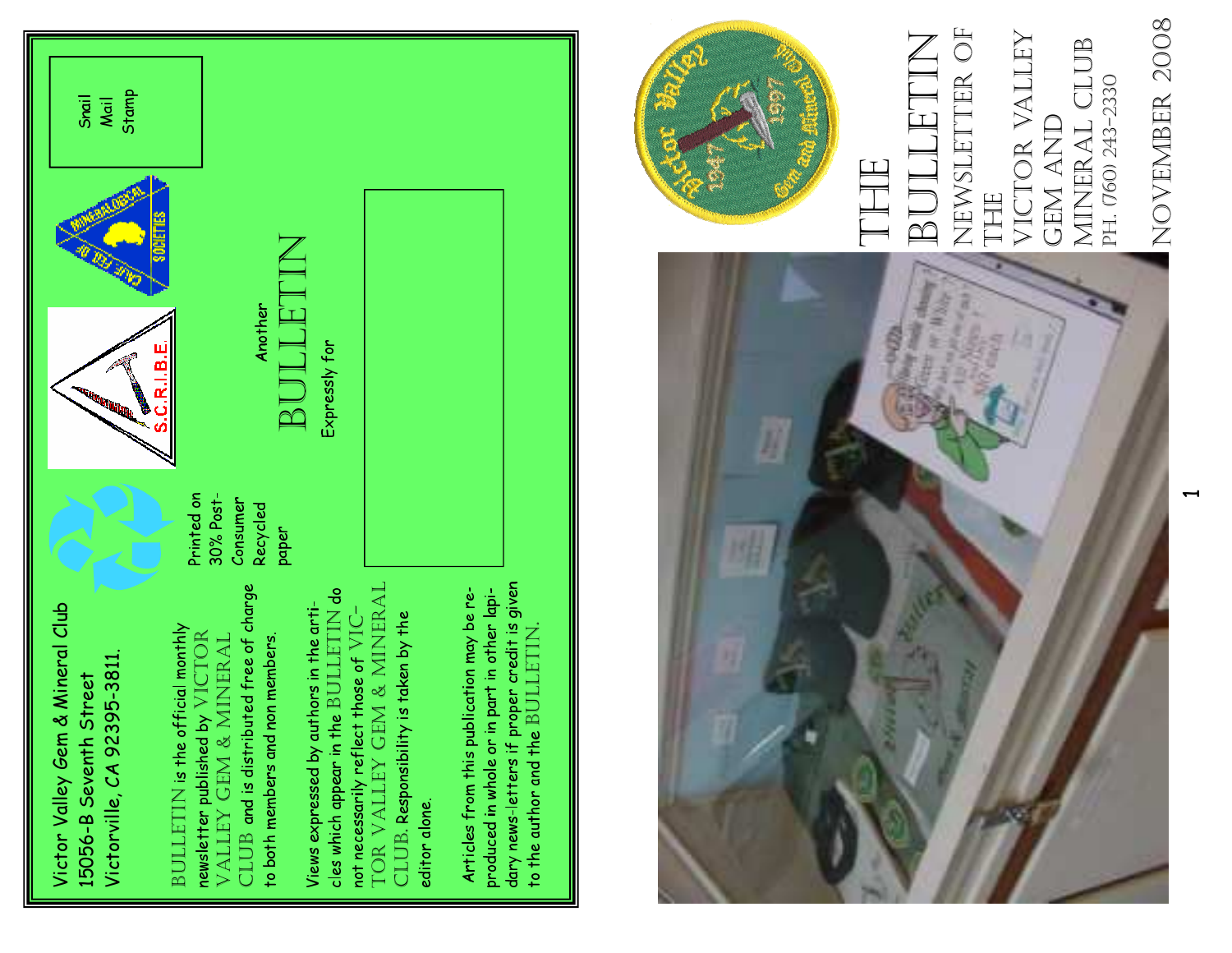Victor Valley Gem & Mineral Club
15056-B Seventh Street
Victorville, CA 92395-3811.

Snail Mail Stamp

Printed on 30% Post-Consumer Recycled paper

BULLETIN is the official monthly newsletter published by VICTOR VALLEY GEM & MINERAL CLUB and is distributed free of charge to both members and non members.

Views expressed by authors in the articles which appear in the BULLETIN do not necessarily reflect those of VICTOR VALLEY GEM & MINERAL CLUB. Responsibility is taken by the editor alone.

Articles from this publication may be reproduced in whole or in part in other lapidary news-letters if proper credit is given to the author and the BULLETIN.

Another

# BULLETIN

Expressly for

# THE BULLETIN

## NEWSLETTER OF THE VICTOR VALLEY GEM AND MINERAL CLUB

PH. (760) 243-2330

NOVEMBER 2008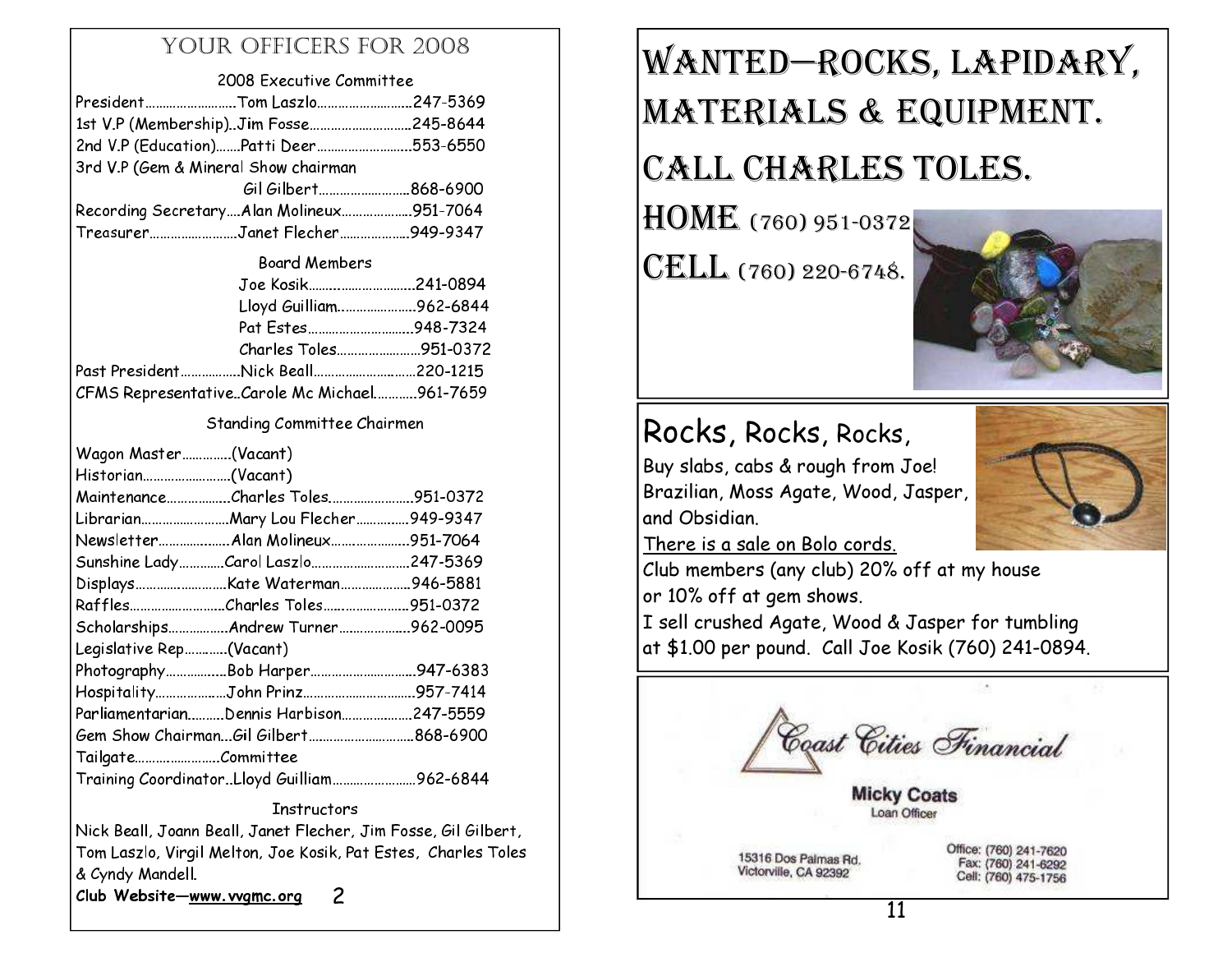## YOUR OFFICERS FOR 2008

### 2008 Executive Committee

| Position | Name | Phone |
|---|---|---|
| President | Tom Laszlo | 247-5369 |
| 1st V.P (Membership) | Jim Fosse | 245-8644 |
| 2nd V.P (Education) | Patti Deer | 553-6550 |
| 3rd V.P (Gem & Mineral Show chairman | Gil Gilbert | 868-6900 |
| Recording Secretary | Alan Molineux | 951-7064 |
| Treasurer | Janet Flecher | 949-9347 |

### Board Members

| Name | Phone |
|---|---|
| Joe Kosik | 241-0894 |
| Lloyd Guilliam | 962-6844 |
| Pat Estes | 948-7324 |
| Charles Toles | 951-0372 |

Past President.................Nick Beall...........................220-1215

CFMS Representative..Carole Mc Michael...........961-7659

### Standing Committee Chairmen

| Position | Name | Phone |
|---|---|---|
| Wagon Master | (Vacant) | |
| Historian | (Vacant) | |
| Maintenance | Charles Toles | 951-0372 |
| Librarian | Mary Lou Flecher | 949-9347 |
| Newsletter | Alan Molineux | 951-7064 |
| Sunshine Lady | Carol Laszlo | 247-5369 |
| Displays | Kate Waterman | 946-5881 |
| Raffles | Charles Toles | 951-0372 |
| Scholarships | Andrew Turner | 962-0095 |
| Legislative Rep | (Vacant) | |
| Photography | Bob Harper | 947-6383 |
| Hospitality | John Prinz | 957-7414 |
| Parliamentarian | Dennis Harbison | 247-5559 |
| Gem Show Chairman | Gil Gilbert | 868-6900 |
| Tailgate | Committee | |
| Training Coordinator | Lloyd Guilliam | 962-6844 |

### Instructors

Nick Beall, Joann Beall, Janet Flecher, Jim Fosse, Gil Gilbert, Tom Laszlo, Virgil Melton, Joe Kosik, Pat Estes, Charles Toles & Cyndy Mandell.

**Club Website—www.vvgmc.org**

# WANTED—ROCKS, LAPIDARY, MATERIALS & EQUIPMENT.

# CALL CHARLES TOLES.

HOME (760) 951-0372

CELL (760) 220-6748.

## Rocks, Rocks, Rocks,

Buy slabs, cabs & rough from Joe! Brazilian, Moss Agate, Wood, Jasper, and Obsidian.

There is a sale on Bolo cords.

Club members (any club) 20% off at my house or 10% off at gem shows.

I sell crushed Agate, Wood & Jasper for tumbling at $1.00 per pound. Call Joe Kosik (760) 241-0894.

Coast Cities Financial

**Micky Coats**
Loan Officer

15316 Dos Palmas Rd.
Victorville, CA 92392

Office: (760) 241-7620
Fax: (760) 241-6292
Cell: (760) 475-1756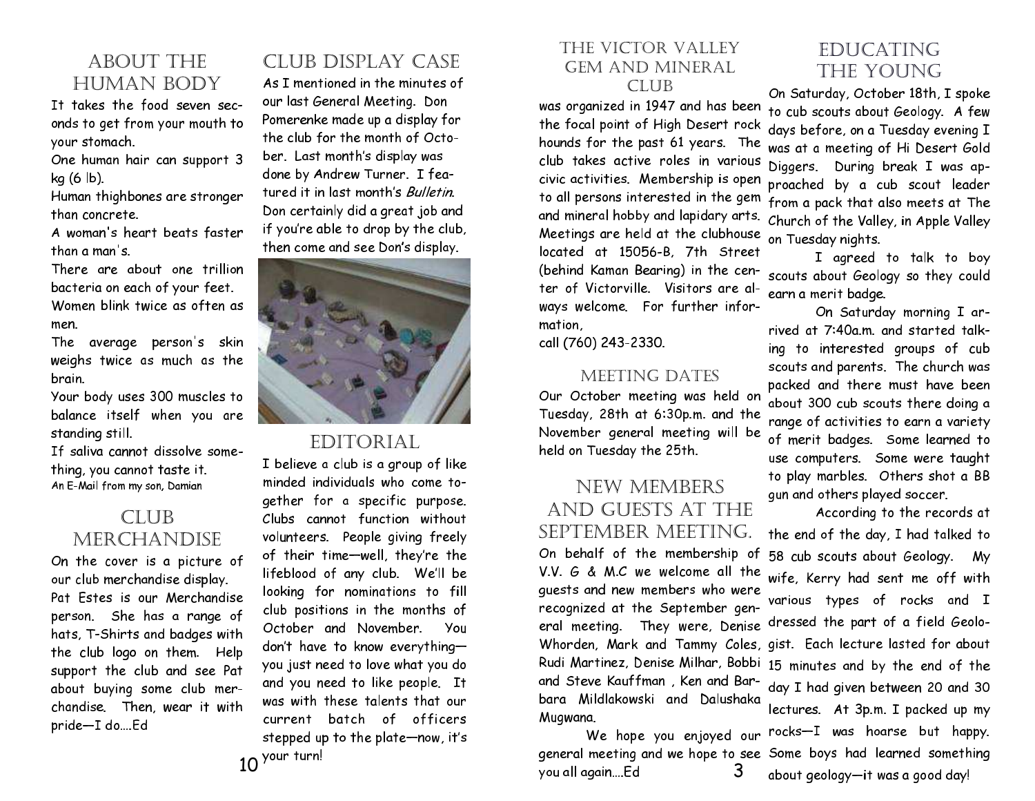## About the Human Body

It takes the food seven seconds to get from your mouth to your stomach.

One human hair can support 3 kg (6 lb).

Human thighbones are stronger than concrete.

A woman's heart beats faster than a man's.

There are about one trillion bacteria on each of your feet.

Women blink twice as often as men.

The average person's skin weighs twice as much as the brain.

Your body uses 300 muscles to balance itself when you are standing still.

If saliva cannot dissolve something, you cannot taste it.

An E-Mail from my son, Damian

## Club Merchandise

On the cover is a picture of our club merchandise display.

Pat Estes is our Merchandise person. She has a range of hats, T-Shirts and badges with the club logo on them. Help support the club and see Pat about buying some club merchandise. Then, wear it with pride—I do....Ed

## Club Display Case

As I mentioned in the minutes of our last General Meeting. Don Pomerenke made up a display for the club for the month of October. Last month's display was done by Andrew Turner. I featured it in last month's *Bulletin*. Don certainly did a great job and if you're able to drop by the club, then come and see Don's display.

## Editorial

I believe a club is a group of like minded individuals who come together for a specific purpose. Clubs cannot function without volunteers. People giving freely of their time—well, they're the lifeblood of any club. We'll be looking for nominations to fill club positions in the months of October and November. You don't have to know everything—you just need to love what you do and you need to like people. It was with these talents that our current batch of officers stepped up to the plate—now, it's your turn!

## The Victor Valley Gem and Mineral Club

was organized in 1947 and has been the focal point of High Desert rock hounds for the past 61 years. The club takes active roles in various civic activities. Membership is open to all persons interested in the gem and mineral hobby and lapidary arts. Meetings are held at the clubhouse located at 15056-B, 7th Street (behind Kaman Bearing) in the center of Victorville. Visitors are always welcome. For further information,

call (760) 243-2330.

## Meeting Dates

Our October meeting was held on Tuesday, 28th at 6:30p.m. and the November general meeting will be held on Tuesday the 25th.

## New Members and Guests at the September Meeting.

On behalf of the membership of V.V. G & M.C we welcome all the guests and new members who were recognized at the September general meeting. They were, Denise Whorden, Mark and Tammy Coles, Rudi Martinez, Denise Milhar, Bobbi and Steve Kauffman , Ken and Barbara Mildlakowski and Dalushaka Mugwana.

We hope you enjoyed our general meeting and we hope to see you all again....Ed

## Educating the Young

On Saturday, October 18th, I spoke to cub scouts about Geology. A few days before, on a Tuesday evening I was at a meeting of Hi Desert Gold Diggers. During break I was approached by a cub scout leader from a pack that also meets at The Church of the Valley, in Apple Valley on Tuesday nights.

I agreed to talk to boy scouts about Geology so they could earn a merit badge.

On Saturday morning I arrived at 7:40a.m. and started talking to interested groups of cub scouts and parents. The church was packed and there must have been about 300 cub scouts there doing a range of activities to earn a variety of merit badges. Some learned to use computers. Some were taught to play marbles. Others shot a BB gun and others played soccer.

According to the records at the end of the day, I had talked to 58 cub scouts about Geology. My wife, Kerry had sent me off with various types of rocks and I dressed the part of a field Geologist. Each lecture lasted for about 15 minutes and by the end of the day I had given between 20 and 30 lectures. At 3p.m. I packed up my rocks—I was hoarse but happy. Some boys had learned something about geology—it was a good day!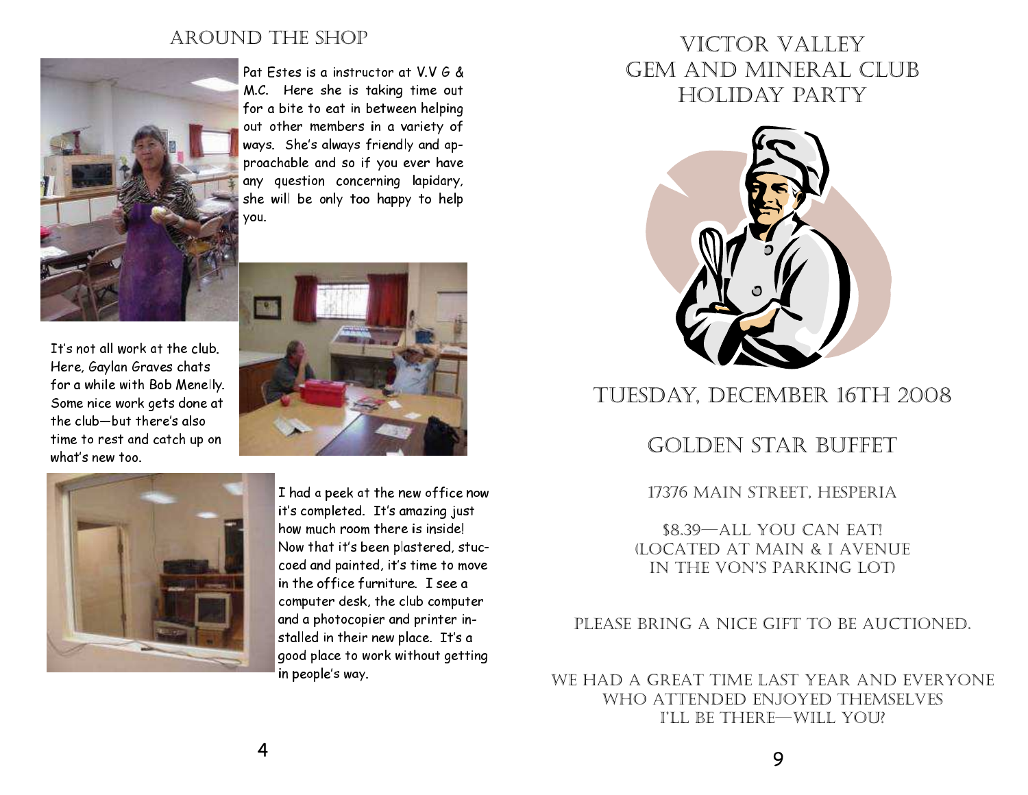## AROUND THE SHOP

Pat Estes is a instructor at V.V G & M.C. Here she is taking time out for a bite to eat in between helping out other members in a variety of ways. She's always friendly and approachable and so if you ever have any question concerning lapidary, she will be only too happy to help you.

It's not all work at the club. Here, Gaylan Graves chats for a while with Bob Menelly. Some nice work gets done at the club—but there's also time to rest and catch up on what's new too.

I had a peek at the new office now it's completed. It's amazing just how much room there is inside! Now that it's been plastered, stuccoed and painted, it's time to move in the office furniture. I see a computer desk, the club computer and a photocopier and printer installed in their new place. It's a good place to work without getting in people's way.

# VICTOR VALLEY GEM AND MINERAL CLUB HOLIDAY PARTY

## TUESDAY, DECEMBER 16TH 2008

## GOLDEN STAR BUFFET

17376 MAIN STREET, HESPERIA

$8.39—ALL YOU CAN EAT!
(LOCATED AT MAIN & I AVENUE
IN THE VON'S PARKING LOT)

PLEASE BRING A NICE GIFT TO BE AUCTIONED.

WE HAD A GREAT TIME LAST YEAR AND EVERYONE WHO ATTENDED ENJOYED THEMSELVES
I'LL BE THERE—WILL YOU?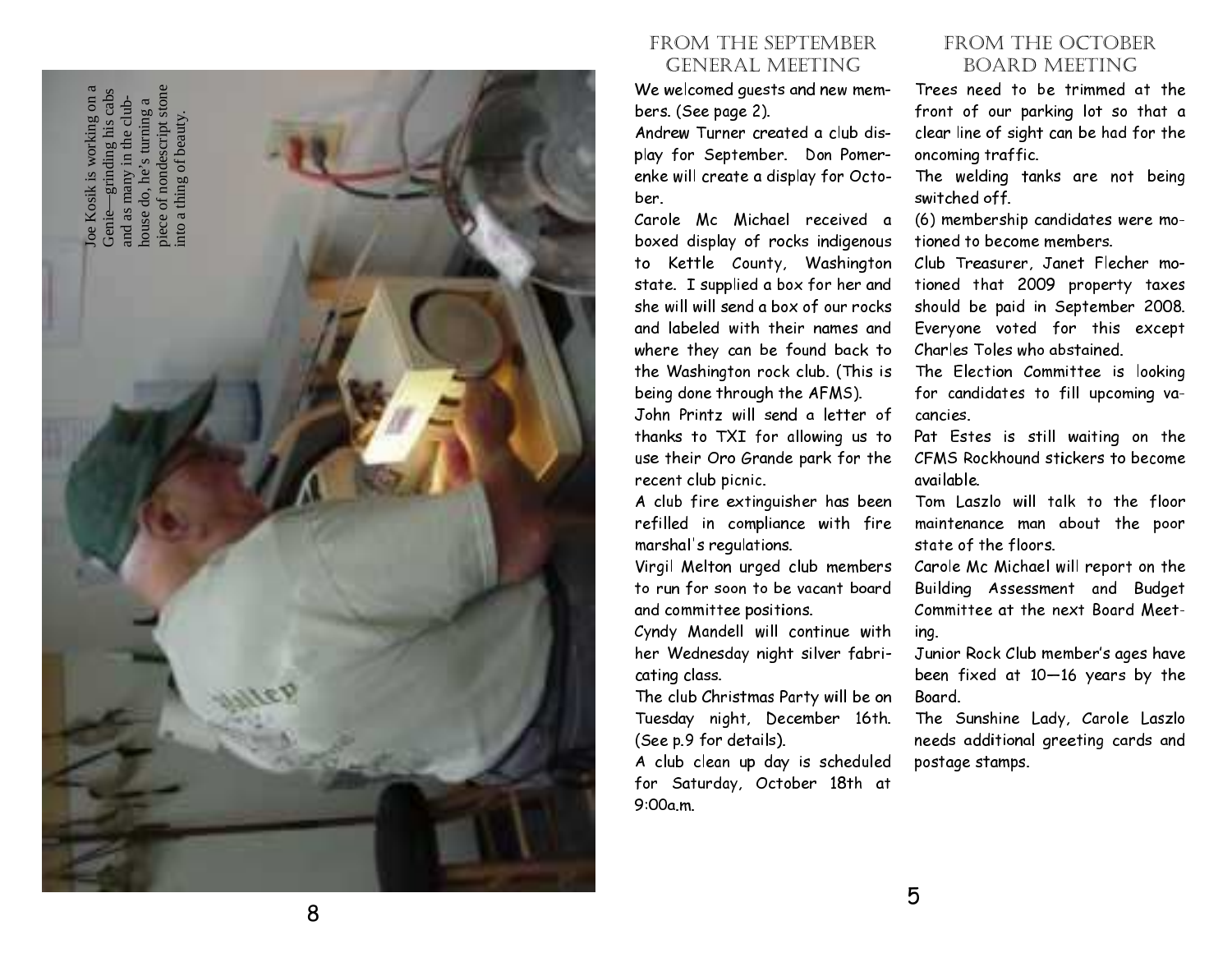Joe Kosik is working on a Genie—grinding his cabs and as many in the clubhouse do, he's turning a piece of nondescript stone into a thing of beauty.

## FROM THE SEPTEMBER GENERAL MEETING

We welcomed guests and new members. (See page 2).

Andrew Turner created a club display for September. Don Pomerenke will create a display for October.

Carole Mc Michael received a boxed display of rocks indigenous to Kettle County, Washington state. I supplied a box for her and she will will send a box of our rocks and labeled with their names and where they can be found back to the Washington rock club. (This is being done through the AFMS).

John Printz will send a letter of thanks to TXI for allowing us to use their Oro Grande park for the recent club picnic.

A club fire extinguisher has been refilled in compliance with fire marshal's regulations.

Virgil Melton urged club members to run for soon to be vacant board and committee positions.

Cyndy Mandell will continue with her Wednesday night silver fabricating class.

The club Christmas Party will be on Tuesday night, December 16th. (See p.9 for details).

A club clean up day is scheduled for Saturday, October 18th at 9:00a.m.

## FROM THE OCTOBER BOARD MEETING

Trees need to be trimmed at the front of our parking lot so that a clear line of sight can be had for the oncoming traffic.

The welding tanks are not being switched off.

(6) membership candidates were motioned to become members.

Club Treasurer, Janet Flecher motioned that 2009 property taxes should be paid in September 2008. Everyone voted for this except Charles Toles who abstained.

The Election Committee is looking for candidates to fill upcoming vacancies.

Pat Estes is still waiting on the CFMS Rockhound stickers to become available.

Tom Laszlo will talk to the floor maintenance man about the poor state of the floors.

Carole Mc Michael will report on the Building Assessment and Budget Committee at the next Board Meeting.

Junior Rock Club member's ages have been fixed at 10—16 years by the Board.

The Sunshine Lady, Carole Laszlo needs additional greeting cards and postage stamps.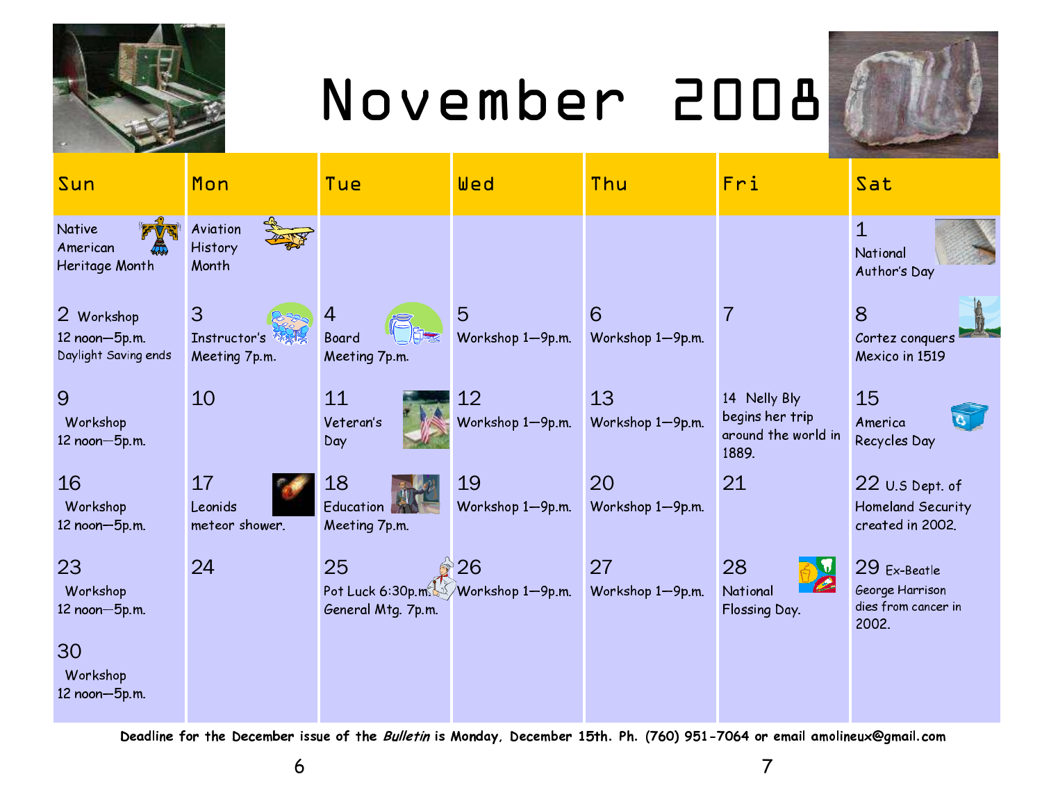# November 2008

| Sun | Mon | Tue | Wed | Thu | Fri | Sat |
|---|---|---|---|---|---|---|
| Native American Heritage Month | Aviation History Month | | | | | 1 National Author's Day |
| 2 Workshop 12 noon—5p.m. Daylight Saving ends | 3 Instructor's Meeting 7p.m. | 4 Board Meeting 7p.m. | 5 Workshop 1—9p.m. | 6 Workshop 1—9p.m. | 7 | 8 Cortez conquers Mexico in 1519 |
| 9 Workshop 12 noon—5p.m. | 10 | 11 Veteran's Day | 12 Workshop 1—9p.m. | 13 Workshop 1—9p.m. | 14 Nelly Bly begins her trip around the world in 1889. | 15 America Recycles Day |
| 16 Workshop 12 noon—5p.m. | 17 Leonids meteor shower. | 18 Education Meeting 7p.m. | 19 Workshop 1—9p.m. | 20 Workshop 1—9p.m. | 21 | 22 U.S Dept. of Homeland Security created in 2002. |
| 23 Workshop 12 noon—5p.m. | 24 | 25 Pot Luck 6:30p.m. General Mtg. 7p.m. | 26 Workshop 1—9p.m. | 27 Workshop 1—9p.m. | 28 National Flossing Day. | 29 Ex-Beatle George Harrison dies from cancer in 2002. |
| 30 Workshop 12 noon—5p.m. | | | | | | |

**Deadline for the December issue of the *Bulletin* is Monday, December 15th. Ph. (760) 951-7064 or email amolineux@gmail.com**